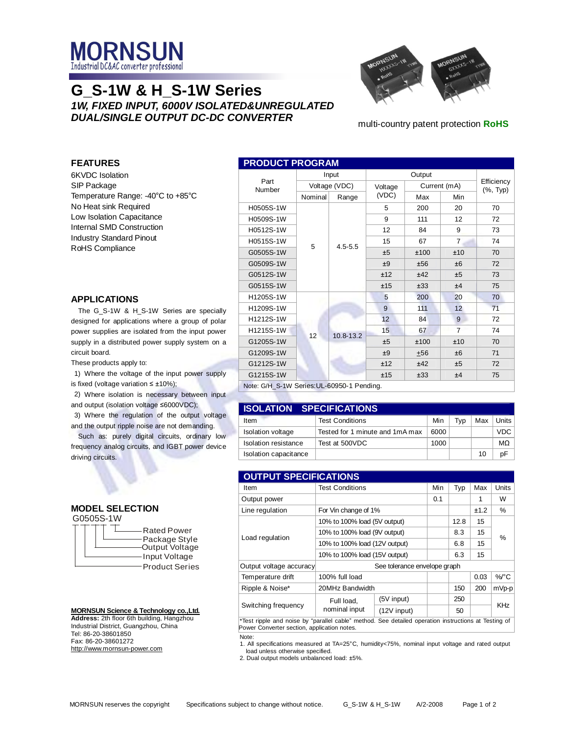MORNSUN

Industrial DC&AC converter professional

# G_S-1W & H_S-1W Series

***1W, FIXED INPUT, 6000V ISOLATED&UNREGULATED DUAL/SINGLE OUTPUT DC-DC CONVERTER***

multi-country patent protection **RoHS**

## FEATURES

- 6KVDC Isolation
- SIP Package
- Temperature Range: -40°C to +85°C
- No Heat sink Required
- Low Isolation Capacitance
- Internal SMD Construction
- Industry Standard Pinout
- RoHS Compliance

## APPLICATIONS

The G_S-1W & H_S-1W Series are specially designed for applications where a group of polar power supplies are isolated from the input power supply in a distributed power supply system on a circuit board.

These products apply to:

1) Where the voltage of the input power supply is fixed (voltage variation ≤ ±10%);

2) Where isolation is necessary between input and output (isolation voltage ≤6000VDC);

3) Where the regulation of the output voltage and the output ripple noise are not demanding.

Such as: purely digital circuits, ordinary low frequency analog circuits, and IGBT power device driving circuits.

## MODEL SELECTION

G0505S-1W

- Rated Power
- Package Style
- Output Voltage
- Input Voltage
- Product Series

## PRODUCT PROGRAM

| Part Number | Input Voltage (VDC) | | Output | | | Efficiency (%, Typ) |
|---|---|---|---|---|---|---|
| | Nominal | Range | Voltage (VDC) | Current (mA) Max | Current (mA) Min | |
| H0505S-1W | 5 | 4.5-5.5 | 5 | 200 | 20 | 70 |
| H0509S-1W | | | 9 | 111 | 12 | 72 |
| H0512S-1W | | | 12 | 84 | 9 | 73 |
| H0515S-1W | | | 15 | 67 | 7 | 74 |
| G0505S-1W | | | ±5 | ±100 | ±10 | 70 |
| G0509S-1W | | | ±9 | ±56 | ±6 | 72 |
| G0512S-1W | | | ±12 | ±42 | ±5 | 73 |
| G0515S-1W | | | ±15 | ±33 | ±4 | 75 |
| H1205S-1W | 12 | 10.8-13.2 | 5 | 200 | 20 | 70 |
| H1209S-1W | | | 9 | 111 | 12 | 71 |
| H1212S-1W | | | 12 | 84 | 9 | 72 |
| H1215S-1W | | | 15 | 67 | 7 | 74 |
| G1205S-1W | | | ±5 | ±100 | ±10 | 70 |
| G1209S-1W | | | ±9 | ±56 | ±6 | 71 |
| G1212S-1W | | | ±12 | ±42 | ±5 | 72 |
| G1215S-1W | | | ±15 | ±33 | ±4 | 75 |

Note: G/H_S-1W Series:UL-60950-1 Pending.

## ISOLATION SPECIFICATIONS

| Item | Test Conditions | Min | Typ | Max | Units |
|---|---|---|---|---|---|
| Isolation voltage | Tested for 1 minute and 1mA max | 6000 | | | VDC |
| Isolation resistance | Test at 500VDC | 1000 | | | MΩ |
| Isolation capacitance | | | | 10 | pF |

## OUTPUT SPECIFICATIONS

| Item | Test Conditions | | Min | Typ | Max | Units |
|---|---|---|---|---|---|---|
| Output power | | | 0.1 | | 1 | W |
| Line regulation | For Vin change of 1% | | | | ±1.2 | % |
| Load regulation | 10% to 100% load (5V output) | | | 12.8 | 15 | % |
| | 10% to 100% load (9V output) | | | 8.3 | 15 | |
| | 10% to 100% load (12V output) | | | 6.8 | 15 | |
| | 10% to 100% load (15V output) | | | 6.3 | 15 | |
| Output voltage accuracy | See tolerance envelope graph | | | | | |
| Temperature drift | 100% full load | | | | 0.03 | %/°C |
| Ripple & Noise* | 20MHz Bandwidth | | | 150 | 200 | mVp-p |
| Switching frequency | Full load, nominal input | (5V input) | | 250 | | KHz |
| | | (12V input) | | 50 | | |

*Test ripple and noise by "parallel cable" method. See detailed operation instructions at Testing of Power Converter section, application notes.

Note:

1. All specifications measured at TA=25°C, humidity<75%, nominal input voltage and rated output load unless otherwise specified.
2. Dual output models unbalanced load: ±5%.

**MORNSUN Science & Technology co.,Ltd.**
**Address:** 2th floor 6th building, Hangzhou Industrial District, Guangzhou, China
Tel: 86-20-38601850
Fax: 86-20-38601272
http://www.mornsun-power.com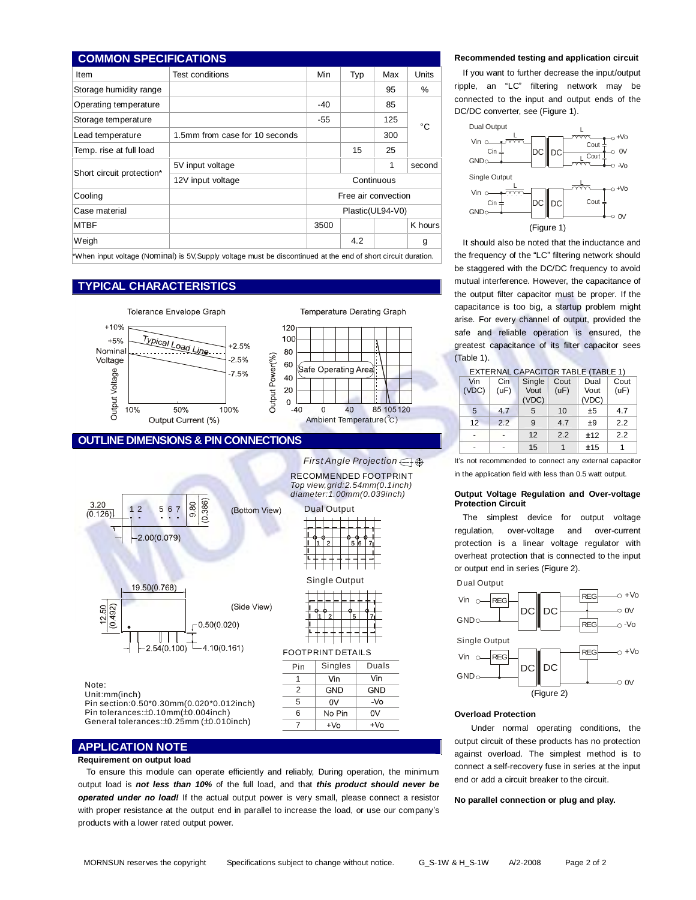## COMMON SPECIFICATIONS

| Item | Test conditions | Min | Typ | Max | Units |
|---|---|---|---|---|---|
| Storage humidity range | | | | 95 | % |
| Operating temperature | | -40 | | 85 | °C |
| Storage temperature | | -55 | | 125 | °C |
| Lead temperature | 1.5mm from case for 10 seconds | | | 300 | °C |
| Temp. rise at full load | | | 15 | 25 | °C |
| Short circuit protection* | 5V input voltage | | | 1 | second |
| | 12V input voltage | Continuous | | | |
| Cooling | | Free air convection | | | |
| Case material | | Plastic(UL94-V0) | | | |
| MTBF | | 3500 | | | K hours |
| Weigh | | | 4.2 | | g |

*When input voltage (Nominal) is 5V,Supply voltage must be discontinued at the end of short circuit duration.

## TYPICAL CHARACTERISTICS

Tolerance Envelope Graph

+10%
+5%
Nominal Voltage
Typical Load Line
+2.5%
-2.5%
-7.5%
Output Voltage
10% 50% 100%
Output Current (%)

Temperature Derating Graph

120
100
80
60
40
20
0
Output Power(%)
Safe Operating Area
-40 0 40 85 105 120
Ambient Temperature(°C)

## OUTLINE DIMENSIONS & PIN CONNECTIONS

First Angle Projection

RECOMMENDED FOOTPRINT
*Top view,grid:2.54mm(0.1inch)*
*diameter:1.00mm(0.039inch)*

3.20 (0.126)
1 2 5 6 7
9.80 (0.386)
(Bottom View)
2.00(0.079)
19.50(0.768)
12.50 (0.492)
(Side View)
0.50(0.020)
2.54(0.100)
4.10(0.161)

Dual Output

Single Output

FOOTPRINT DETAILS

| Pin | Singles | Duals |
|---|---|---|
| 1 | Vin | Vin |
| 2 | GND | GND |
| 5 | 0V | -Vo |
| 6 | No Pin | 0V |
| 7 | +Vo | +Vo |

Note:
Unit:mm(inch)
Pin section:0.50*0.30mm(0.020*0.012inch)
Pin tolerances:±0.10mm(±0.004inch)
General tolerances:±0.25mm (±0.010inch)

## APPLICATION NOTE

**Requirement on output load**

To ensure this module can operate efficiently and reliably, During operation, the minimum output load is ***not less than 10%*** of the full load, and that ***this product should never be operated under no load!*** If the actual output power is very small, please connect a resistor with proper resistance at the output end in parallel to increase the load, or use our company's products with a lower rated output power.

**Recommended testing and application circuit**

If you want to further decrease the input/output ripple, an "LC" filtering network may be connected to the input and output ends of the DC/DC converter, see (Figure 1).

Dual Output
Vin, Cin, L, DC, DC, L, Cout, Cout, GND, +Vo, 0V, -Vo

Single Output
Vin, Cin, L, DC, DC, L, Cout, GND, +Vo, 0V

(Figure 1)

It should also be noted that the inductance and the frequency of the "LC" filtering network should be staggered with the DC/DC frequency to avoid mutual interference. However, the capacitance of the output filter capacitor must be proper. If the capacitance is too big, a startup problem might arise. For every channel of output, provided the safe and reliable operation is ensured, the greatest capacitance of its filter capacitor sees (Table 1).

EXTERNAL CAPACITOR TABLE (TABLE 1)

| Vin (VDC) | Cin (uF) | Single Vout (VDC) | Cout (uF) | Dual Vout (VDC) | Cout (uF) |
|---|---|---|---|---|---|
| 5 | 4.7 | 5 | 10 | ±5 | 4.7 |
| 12 | 2.2 | 9 | 4.7 | ±9 | 2.2 |
| - | - | 12 | 2.2 | ±12 | 2.2 |
| - | - | 15 | 1 | ±15 | 1 |

It's not recommended to connect any external capacitor in the application field with less than 0.5 watt output.

**Output Voltage Regulation and Over-voltage Protection Circuit**

The simplest device for output voltage regulation, over-voltage and over-current protection is a linear voltage regulator with overheat protection that is connected to the input or output end in series (Figure 2).

Dual Output
Vin, REG, DC, DC, REG, REG, GND, +Vo, 0V, -Vo

Single Output
Vin, REG, DC, DC, REG, GND, +Vo, 0V

(Figure 2)

**Overload Protection**

Under normal operating conditions, the output circuit of these products has no protection against overload. The simplest method is to connect a self-recovery fuse in series at the input end or add a circuit breaker to the circuit.

**No parallel connection or plug and play.**